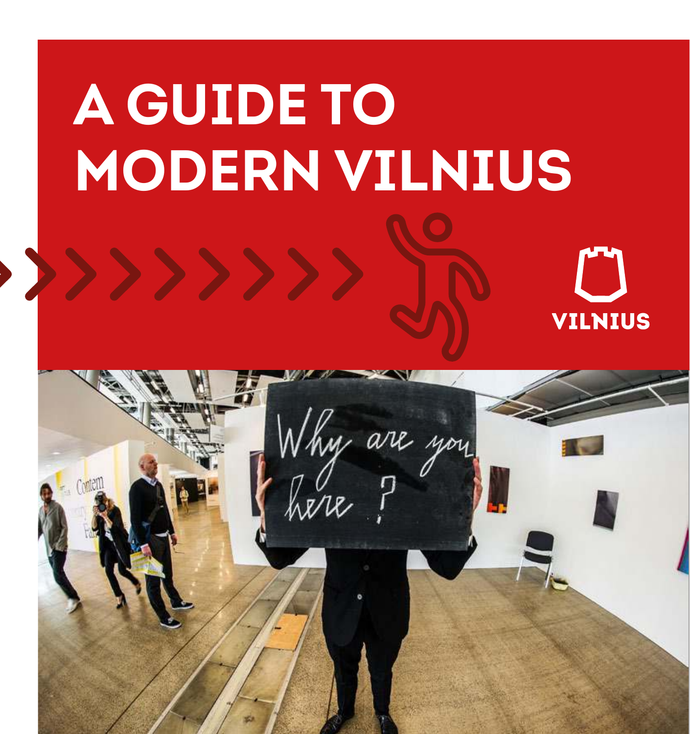# A GUIDE TO MODERN VILNIUS

VILNIUS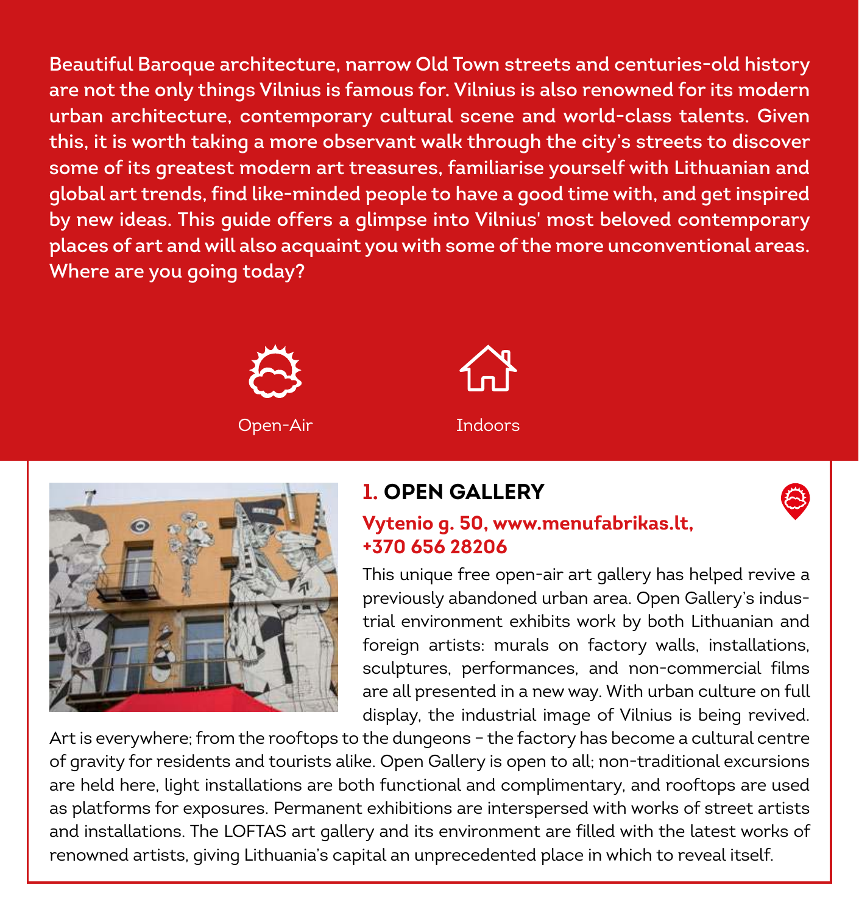**Beautiful Baroque architecture, narrow Old Town streets and centuries-old history are not the only things Vilnius is famous for. Vilnius is also renowned for its modern urban architecture, contemporary cultural scene and world-class talents. Given this, it is worth taking a more observant walk through the city's streets to discover some of its greatest modern art treasures, familiarise yourself with Lithuanian and global art trends, find like-minded people to have a good time with, and get inspired by new ideas. This guide offers a glimpse into Vilnius' most beloved contemporary places of art and will also acquaint you with some of the more unconventional areas. Where are you going today?**

Open-Air

Indoors

## 1. OPEN GALLERY

**Vytenio g. 50, www.menufabrikas.lt, +370 656 28206**

This unique free open-air art gallery has helped revive a previously abandoned urban area. Open Gallery's industrial environment exhibits work by both Lithuanian and foreign artists: murals on factory walls, installations, sculptures, performances, and non-commercial films are all presented in a new way. With urban culture on full display, the industrial image of Vilnius is being revived. Art is everywhere; from the rooftops to the dungeons – the factory has become a cultural centre of gravity for residents and tourists alike. Open Gallery is open to all; non-traditional excursions are held here, light installations are both functional and complimentary, and rooftops are used as platforms for exposures. Permanent exhibitions are interspersed with works of street artists and installations. The LOFTAS art gallery and its environment are filled with the latest works of renowned artists, giving Lithuania's capital an unprecedented place in which to reveal itself.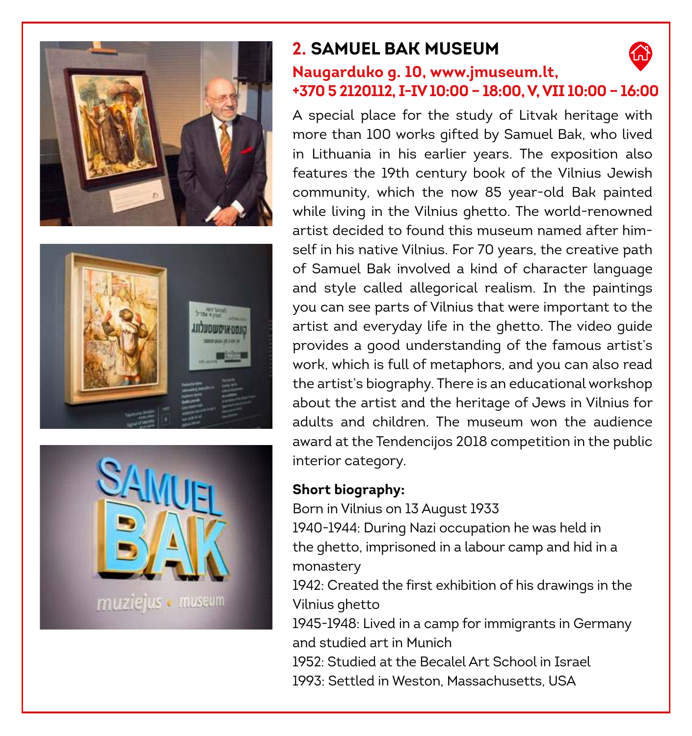## 2. SAMUEL BAK MUSEUM

**Naugarduko g. 10, www.jmuseum.lt, +370 5 2120112, I-IV 10:00 – 18:00, V, VII 10:00 – 16:00**

A special place for the study of Litvak heritage with more than 100 works gifted by Samuel Bak, who lived in Lithuania in his earlier years. The exposition also features the 19th century book of the Vilnius Jewish community, which the now 85 year-old Bak painted while living in the Vilnius ghetto. The world-renowned artist decided to found this museum named after himself in his native Vilnius. For 70 years, the creative path of Samuel Bak involved a kind of character language and style called allegorical realism. In the paintings you can see parts of Vilnius that were important to the artist and everyday life in the ghetto. The video guide provides a good understanding of the famous artist's work, which is full of metaphors, and you can also read the artist's biography. There is an educational workshop about the artist and the heritage of Jews in Vilnius for adults and children. The museum won the audience award at the Tendencijos 2018 competition in the public interior category.

**Short biography:**

Born in Vilnius on 13 August 1933

1940-1944: During Nazi occupation he was held in the ghetto, imprisoned in a labour camp and hid in a monastery

1942: Created the first exhibition of his drawings in the Vilnius ghetto

1945-1948: Lived in a camp for immigrants in Germany and studied art in Munich

1952: Studied at the Becalel Art School in Israel

1993: Settled in Weston, Massachusetts, USA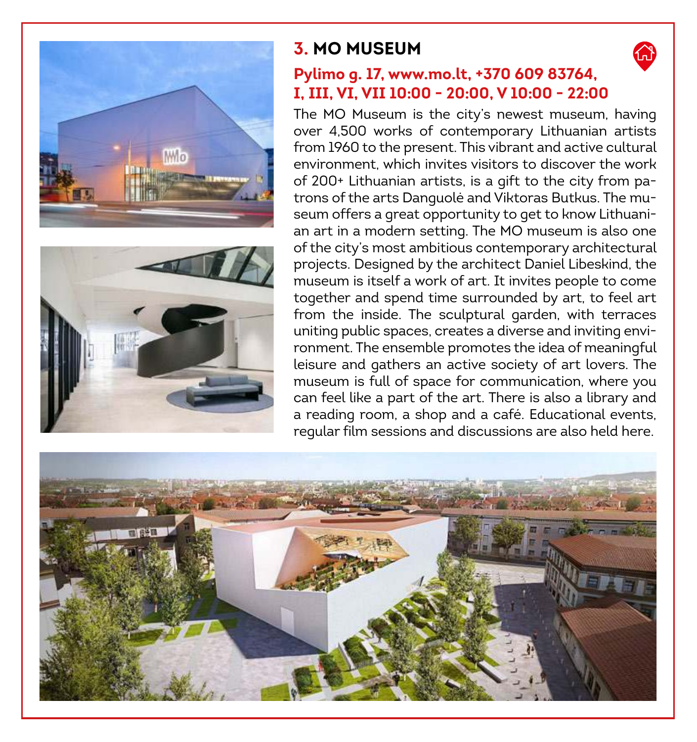## 3. MO MUSEUM

**Pylimo g. 17, www.mo.lt, +370 609 83764, I, III, VI, VII 10:00 - 20:00, V 10:00 - 22:00**

The MO Museum is the city's newest museum, having over 4,500 works of contemporary Lithuanian artists from 1960 to the present. This vibrant and active cultural environment, which invites visitors to discover the work of 200+ Lithuanian artists, is a gift to the city from patrons of the arts Danguolė and Viktoras Butkus. The museum offers a great opportunity to get to know Lithuanian art in a modern setting. The MO museum is also one of the city's most ambitious contemporary architectural projects. Designed by the architect Daniel Libeskind, the museum is itself a work of art. It invites people to come together and spend time surrounded by art, to feel art from the inside. The sculptural garden, with terraces uniting public spaces, creates a diverse and inviting environment. The ensemble promotes the idea of meaningful leisure and gathers an active society of art lovers. The museum is full of space for communication, where you can feel like a part of the art. There is also a library and a reading room, a shop and a café. Educational events, regular film sessions and discussions are also held here.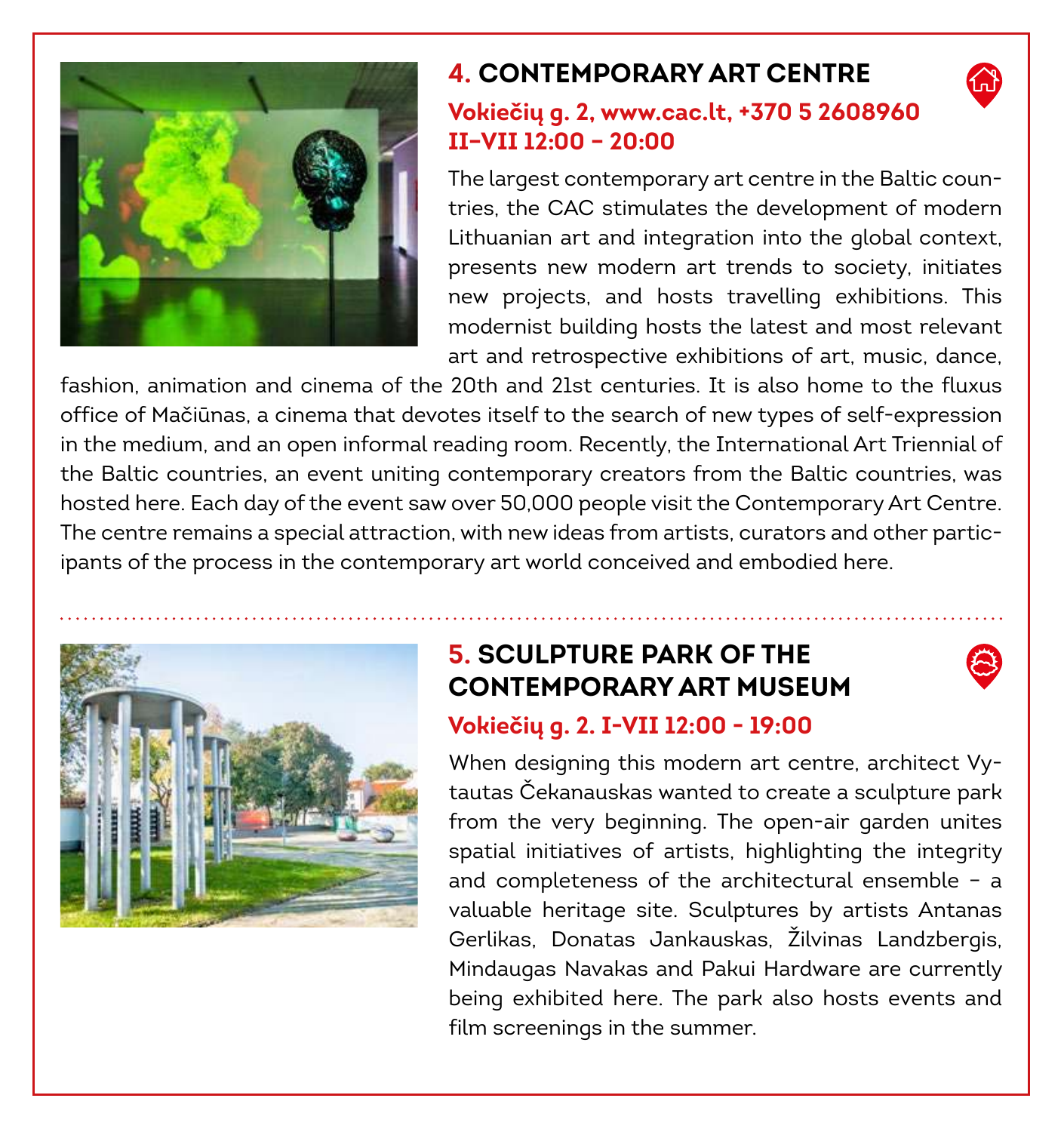## 4. CONTEMPORARY ART CENTRE

**Vokiečių g. 2, www.cac.lt, +370 5 2608960**
**II–VII 12:00 – 20:00**

The largest contemporary art centre in the Baltic countries, the CAC stimulates the development of modern Lithuanian art and integration into the global context, presents new modern art trends to society, initiates new projects, and hosts travelling exhibitions. This modernist building hosts the latest and most relevant art and retrospective exhibitions of art, music, dance, fashion, animation and cinema of the 20th and 21st centuries. It is also home to the fluxus office of Mačiūnas, a cinema that devotes itself to the search of new types of self-expression in the medium, and an open informal reading room. Recently, the International Art Triennial of the Baltic countries, an event uniting contemporary creators from the Baltic countries, was hosted here. Each day of the event saw over 50,000 people visit the Contemporary Art Centre. The centre remains a special attraction, with new ideas from artists, curators and other participants of the process in the contemporary art world conceived and embodied here.

## 5. SCULPTURE PARK OF THE CONTEMPORARY ART MUSEUM

**Vokiečių g. 2. I–VII 12:00 – 19:00**

When designing this modern art centre, architect Vytautas Čekanauskas wanted to create a sculpture park from the very beginning. The open-air garden unites spatial initiatives of artists, highlighting the integrity and completeness of the architectural ensemble – a valuable heritage site. Sculptures by artists Antanas Gerlikas, Donatas Jankauskas, Žilvinas Landzbergis, Mindaugas Navakas and Pakui Hardware are currently being exhibited here. The park also hosts events and film screenings in the summer.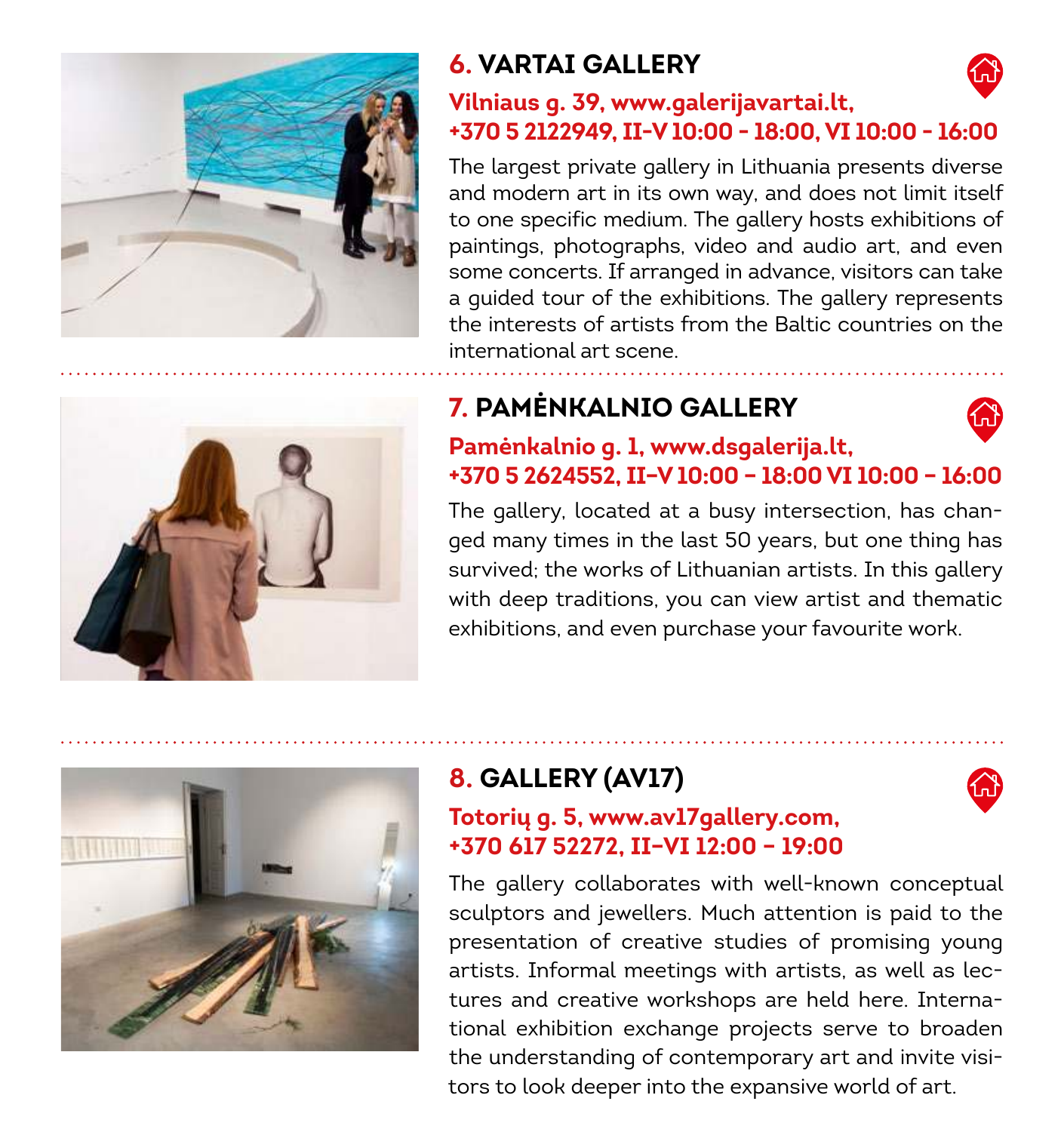## 6. VARTAI GALLERY

**Vilniaus g. 39, www.galerijavartai.lt, +370 5 2122949, II-V 10:00 - 18:00, VI 10:00 - 16:00**

The largest private gallery in Lithuania presents diverse and modern art in its own way, and does not limit itself to one specific medium. The gallery hosts exhibitions of paintings, photographs, video and audio art, and even some concerts. If arranged in advance, visitors can take a guided tour of the exhibitions. The gallery represents the interests of artists from the Baltic countries on the international art scene.

## 7. PAMĖNKALNIO GALLERY

**Pamėnkalnio g. 1, www.dsgalerija.lt, +370 5 2624552, II–V 10:00 – 18:00 VI 10:00 – 16:00**

The gallery, located at a busy intersection, has changed many times in the last 50 years, but one thing has survived; the works of Lithuanian artists. In this gallery with deep traditions, you can view artist and thematic exhibitions, and even purchase your favourite work.

## 8. GALLERY (AV17)

**Totorių g. 5, www.av17gallery.com, +370 617 52272, II–VI 12:00 – 19:00**

The gallery collaborates with well-known conceptual sculptors and jewellers. Much attention is paid to the presentation of creative studies of promising young artists. Informal meetings with artists, as well as lectures and creative workshops are held here. International exhibition exchange projects serve to broaden the understanding of contemporary art and invite visitors to look deeper into the expansive world of art.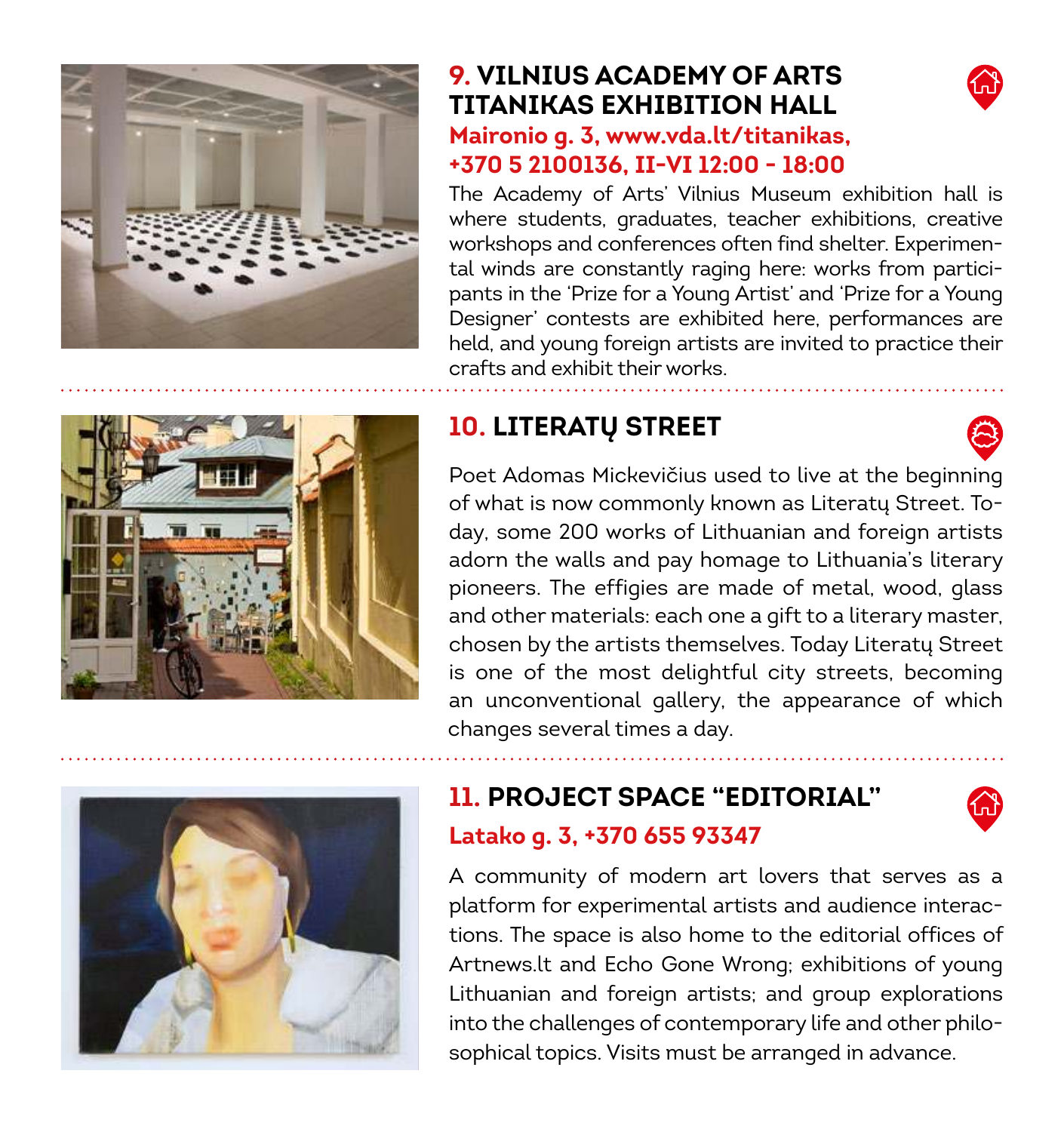## 9. VILNIUS ACADEMY OF ARTS TITANIKAS EXHIBITION HALL

**Maironio g. 3, www.vda.lt/titanikas, +370 5 2100136, II-VI 12:00 - 18:00**

The Academy of Arts' Vilnius Museum exhibition hall is where students, graduates, teacher exhibitions, creative workshops and conferences often find shelter. Experimental winds are constantly raging here: works from participants in the 'Prize for a Young Artist' and 'Prize for a Young Designer' contests are exhibited here, performances are held, and young foreign artists are invited to practice their crafts and exhibit their works.

## 10. LITERATŲ STREET

Poet Adomas Mickevičius used to live at the beginning of what is now commonly known as Literatų Street. Today, some 200 works of Lithuanian and foreign artists adorn the walls and pay homage to Lithuania's literary pioneers. The effigies are made of metal, wood, glass and other materials: each one a gift to a literary master, chosen by the artists themselves. Today Literatų Street is one of the most delightful city streets, becoming an unconventional gallery, the appearance of which changes several times a day.

## 11. PROJECT SPACE "EDITORIAL"

**Latako g. 3, +370 655 93347**

A community of modern art lovers that serves as a platform for experimental artists and audience interactions. The space is also home to the editorial offices of Artnews.lt and Echo Gone Wrong; exhibitions of young Lithuanian and foreign artists; and group explorations into the challenges of contemporary life and other philosophical topics. Visits must be arranged in advance.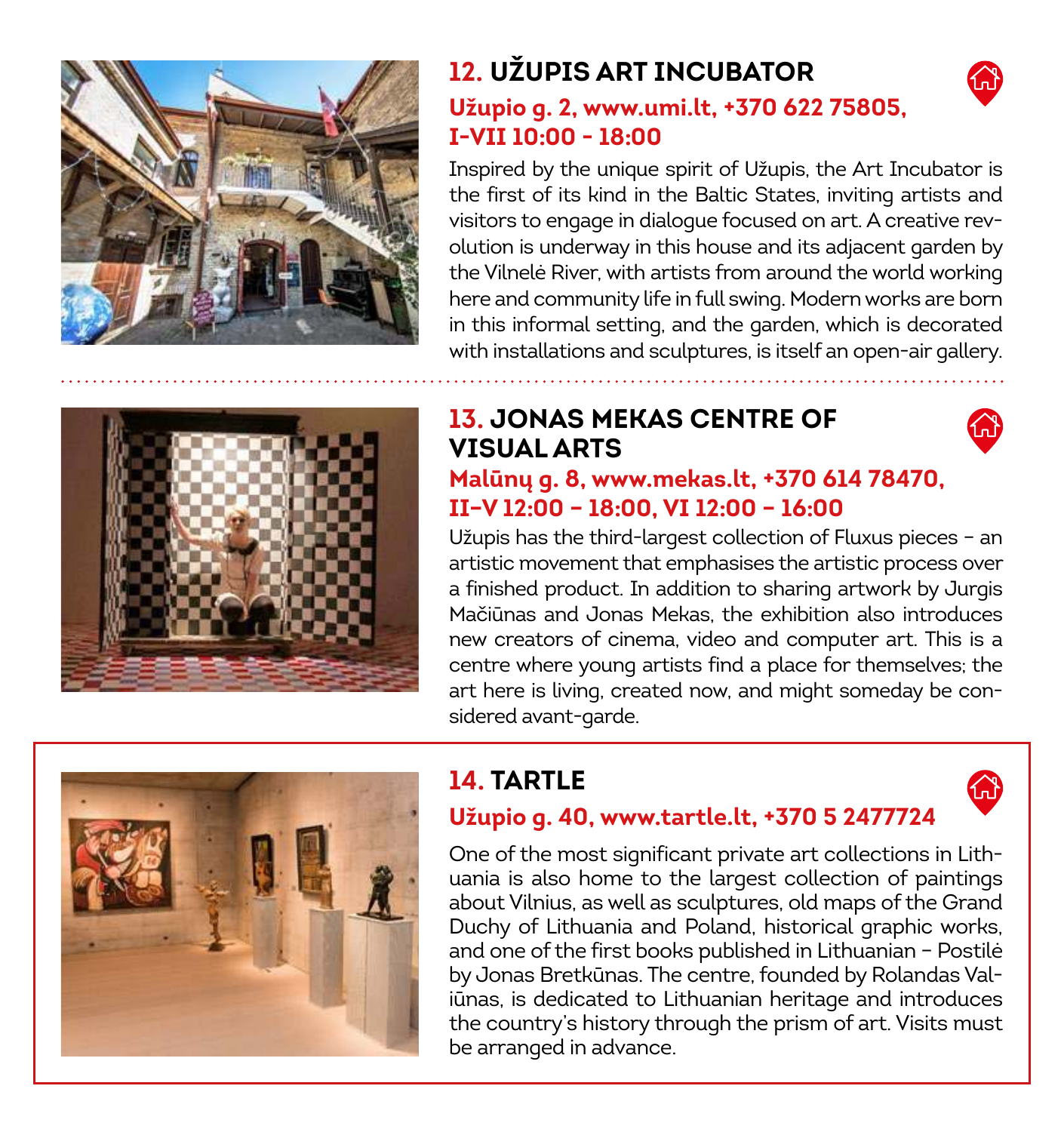## 12. UŽUPIS ART INCUBATOR

**Užupio g. 2, www.umi.lt, +370 622 75805, I-VII 10:00 - 18:00**

Inspired by the unique spirit of Užupis, the Art Incubator is the first of its kind in the Baltic States, inviting artists and visitors to engage in dialogue focused on art. A creative revolution is underway in this house and its adjacent garden by the Vilnelė River, with artists from around the world working here and community life in full swing. Modern works are born in this informal setting, and the garden, which is decorated with installations and sculptures, is itself an open-air gallery.

## 13. JONAS MEKAS CENTRE OF VISUAL ARTS

**Malūnų g. 8, www.mekas.lt, +370 614 78470, II–V 12:00 – 18:00, VI 12:00 – 16:00**

Užupis has the third-largest collection of Fluxus pieces – an artistic movement that emphasises the artistic process over a finished product. In addition to sharing artwork by Jurgis Mačiūnas and Jonas Mekas, the exhibition also introduces new creators of cinema, video and computer art. This is a centre where young artists find a place for themselves; the art here is living, created now, and might someday be considered avant-garde.

## 14. TARTLE

**Užupio g. 40, www.tartle.lt, +370 5 2477724**

One of the most significant private art collections in Lithuania is also home to the largest collection of paintings about Vilnius, as well as sculptures, old maps of the Grand Duchy of Lithuania and Poland, historical graphic works, and one of the first books published in Lithuanian – Postilė by Jonas Bretkūnas. The centre, founded by Rolandas Valiūnas, is dedicated to Lithuanian heritage and introduces the country's history through the prism of art. Visits must be arranged in advance.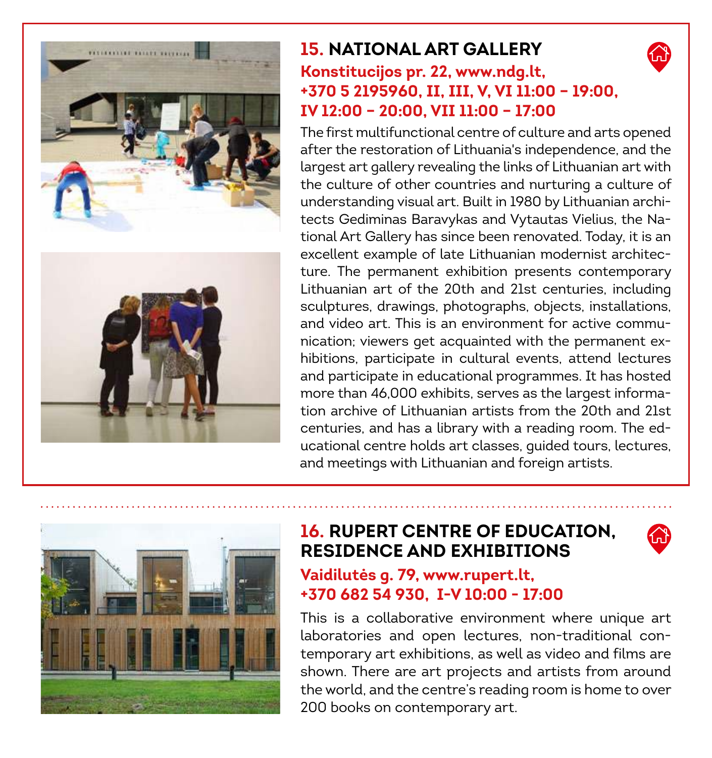## 15. NATIONAL ART GALLERY

**Konstitucijos pr. 22, www.ndg.lt, +370 5 2195960, II, III, V, VI 11:00 – 19:00, IV 12:00 – 20:00, VII 11:00 – 17:00**

The first multifunctional centre of culture and arts opened after the restoration of Lithuania's independence, and the largest art gallery revealing the links of Lithuanian art with the culture of other countries and nurturing a culture of understanding visual art. Built in 1980 by Lithuanian architects Gediminas Baravykas and Vytautas Vielius, the National Art Gallery has since been renovated. Today, it is an excellent example of late Lithuanian modernist architecture. The permanent exhibition presents contemporary Lithuanian art of the 20th and 21st centuries, including sculptures, drawings, photographs, objects, installations, and video art. This is an environment for active communication; viewers get acquainted with the permanent exhibitions, participate in cultural events, attend lectures and participate in educational programmes. It has hosted more than 46,000 exhibits, serves as the largest information archive of Lithuanian artists from the 20th and 21st centuries, and has a library with a reading room. The educational centre holds art classes, guided tours, lectures, and meetings with Lithuanian and foreign artists.

## 16. RUPERT CENTRE OF EDUCATION, RESIDENCE AND EXHIBITIONS

**Vaidilutės g. 79, www.rupert.lt, +370 682 54 930, I-V 10:00 - 17:00**

This is a collaborative environment where unique art laboratories and open lectures, non-traditional contemporary art exhibitions, as well as video and films are shown. There are art projects and artists from around the world, and the centre's reading room is home to over 200 books on contemporary art.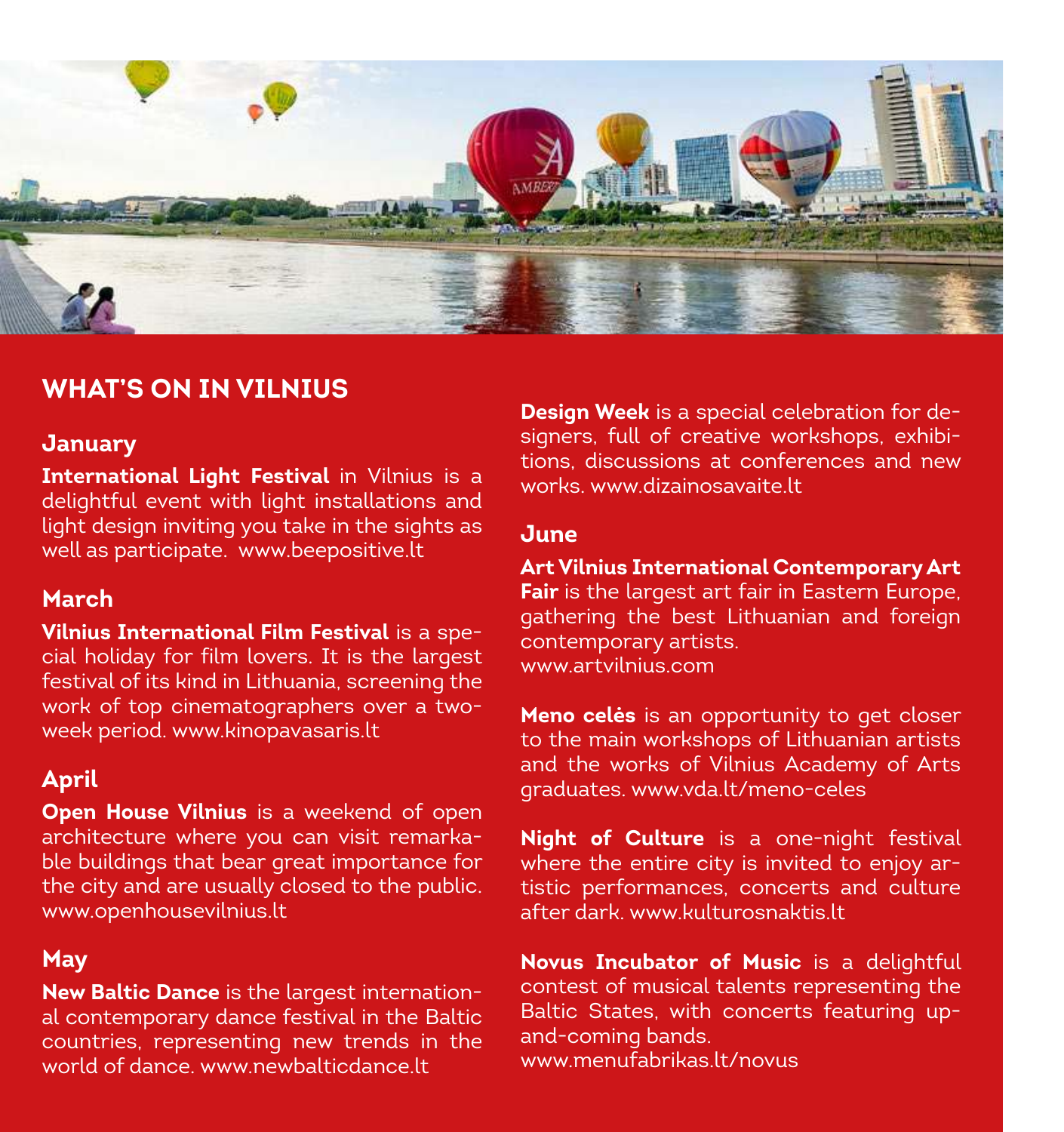## WHAT'S ON IN VILNIUS

### January

**International Light Festival** in Vilnius is a delightful event with light installations and light design inviting you take in the sights as well as participate. www.beepositive.lt

### March

**Vilnius International Film Festival** is a special holiday for film lovers. It is the largest festival of its kind in Lithuania, screening the work of top cinematographers over a two-week period. www.kinopavasaris.lt

### April

**Open House Vilnius** is a weekend of open architecture where you can visit remarkable buildings that bear great importance for the city and are usually closed to the public. www.openhousevilnius.lt

### May

**New Baltic Dance** is the largest international contemporary dance festival in the Baltic countries, representing new trends in the world of dance. www.newbalticdance.lt

**Design Week** is a special celebration for designers, full of creative workshops, exhibitions, discussions at conferences and new works. www.dizainosavaite.lt

### June

**Art Vilnius International Contemporary Art Fair** is the largest art fair in Eastern Europe, gathering the best Lithuanian and foreign contemporary artists.
www.artvilnius.com

**Meno celės** is an opportunity to get closer to the main workshops of Lithuanian artists and the works of Vilnius Academy of Arts graduates. www.vda.lt/meno-celes

**Night of Culture** is a one-night festival where the entire city is invited to enjoy artistic performances, concerts and culture after dark. www.kulturosnaktis.lt

**Novus Incubator of Music** is a delightful contest of musical talents representing the Baltic States, with concerts featuring up-and-coming bands.
www.menufabrikas.lt/novus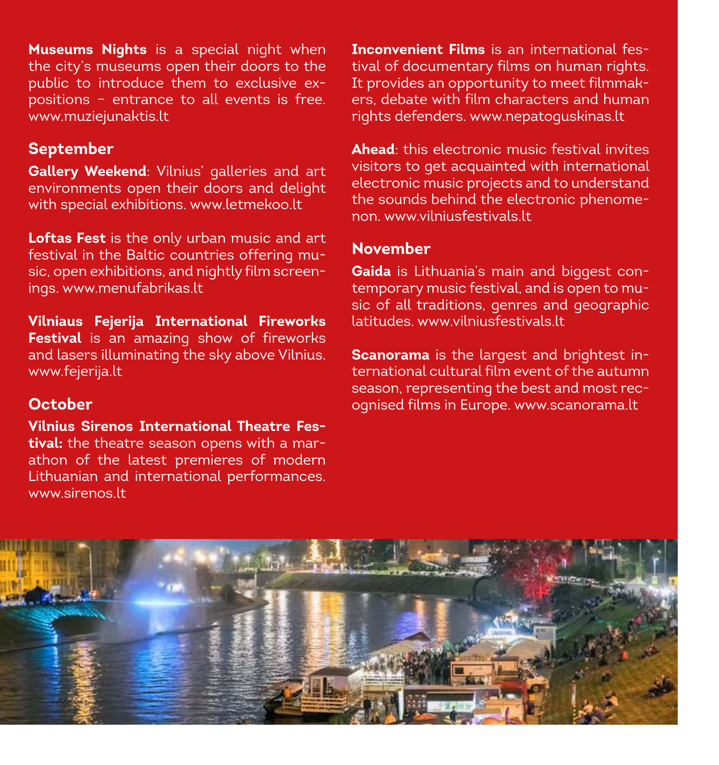**Museums Nights** is a special night when the city's museums open their doors to the public to introduce them to exclusive expositions - entrance to all events is free. www.muziejunaktis.lt

## September

**Gallery Weekend**: Vilnius' galleries and art environments open their doors and delight with special exhibitions. www.letmekoo.lt

**Loftas Fest** is the only urban music and art festival in the Baltic countries offering music, open exhibitions, and nightly film screenings. www.menufabrikas.lt

**Vilniaus Fejerija International Fireworks Festival** is an amazing show of fireworks and lasers illuminating the sky above Vilnius. www.fejerija.lt

## October

**Vilnius Sirenos International Theatre Festival:** the theatre season opens with a marathon of the latest premieres of modern Lithuanian and international performances. www.sirenos.lt

**Inconvenient Films** is an international festival of documentary films on human rights. It provides an opportunity to meet filmmakers, debate with film characters and human rights defenders. www.nepatoguskinas.lt

**Ahead**: this electronic music festival invites visitors to get acquainted with international electronic music projects and to understand the sounds behind the electronic phenomenon. www.vilniusfestivals.lt

## November

**Gaida** is Lithuania's main and biggest contemporary music festival, and is open to music of all traditions, genres and geographic latitudes. www.vilniusfestivals.lt

**Scanorama** is the largest and brightest international cultural film event of the autumn season, representing the best and most recognised films in Europe. www.scanorama.lt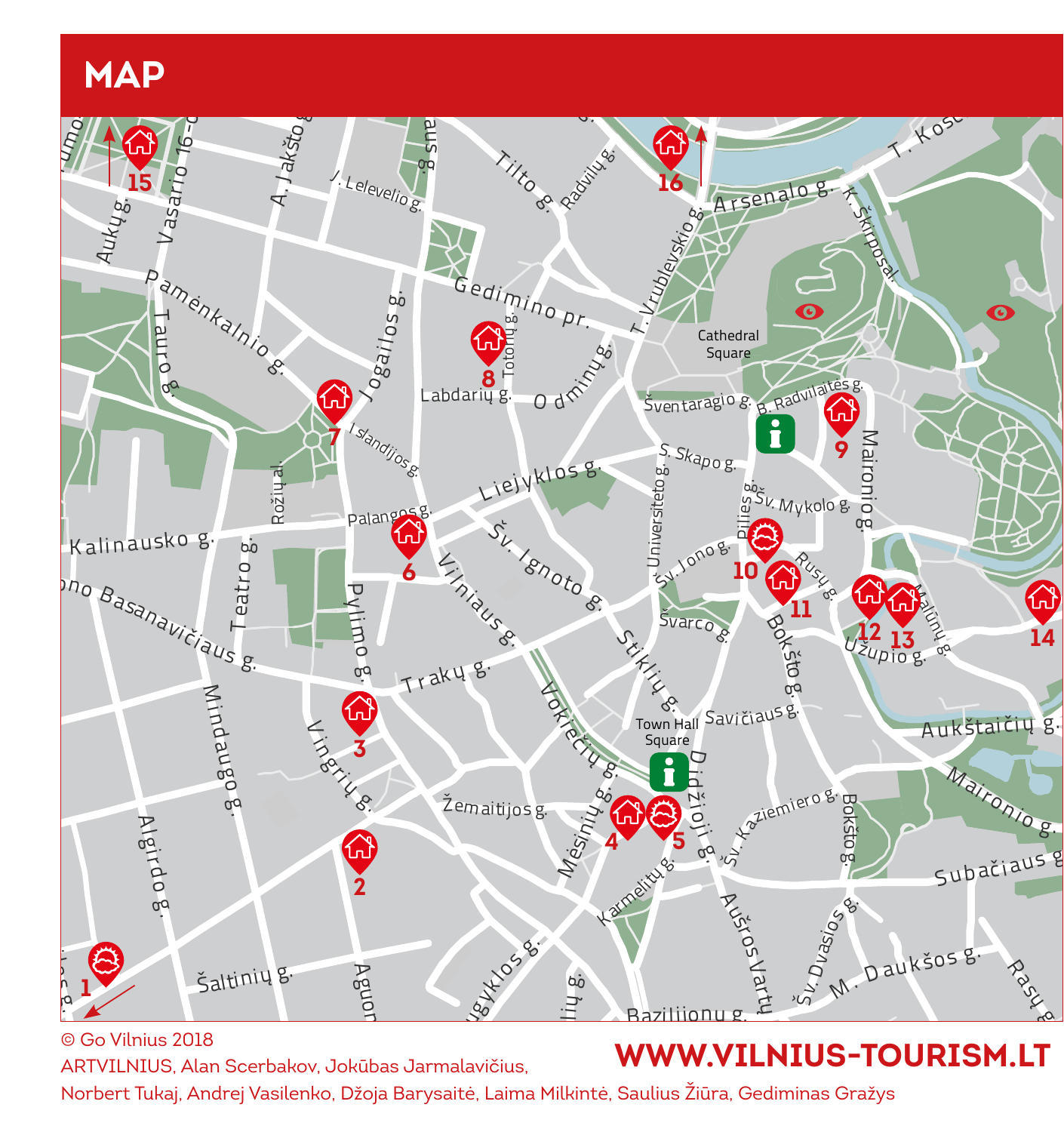# MAP

© Go Vilnius 2018

ARTVILNIUS, Alan Scerbakov, Jokūbas Jarmalavičius,

Norbert Tukaj, Andrej Vasilenko, Džoja Barysaitė, Laima Milkintė, Saulius Žiūra, Gediminas Gražys

**WWW.VILNIUS-TOURISM.LT**